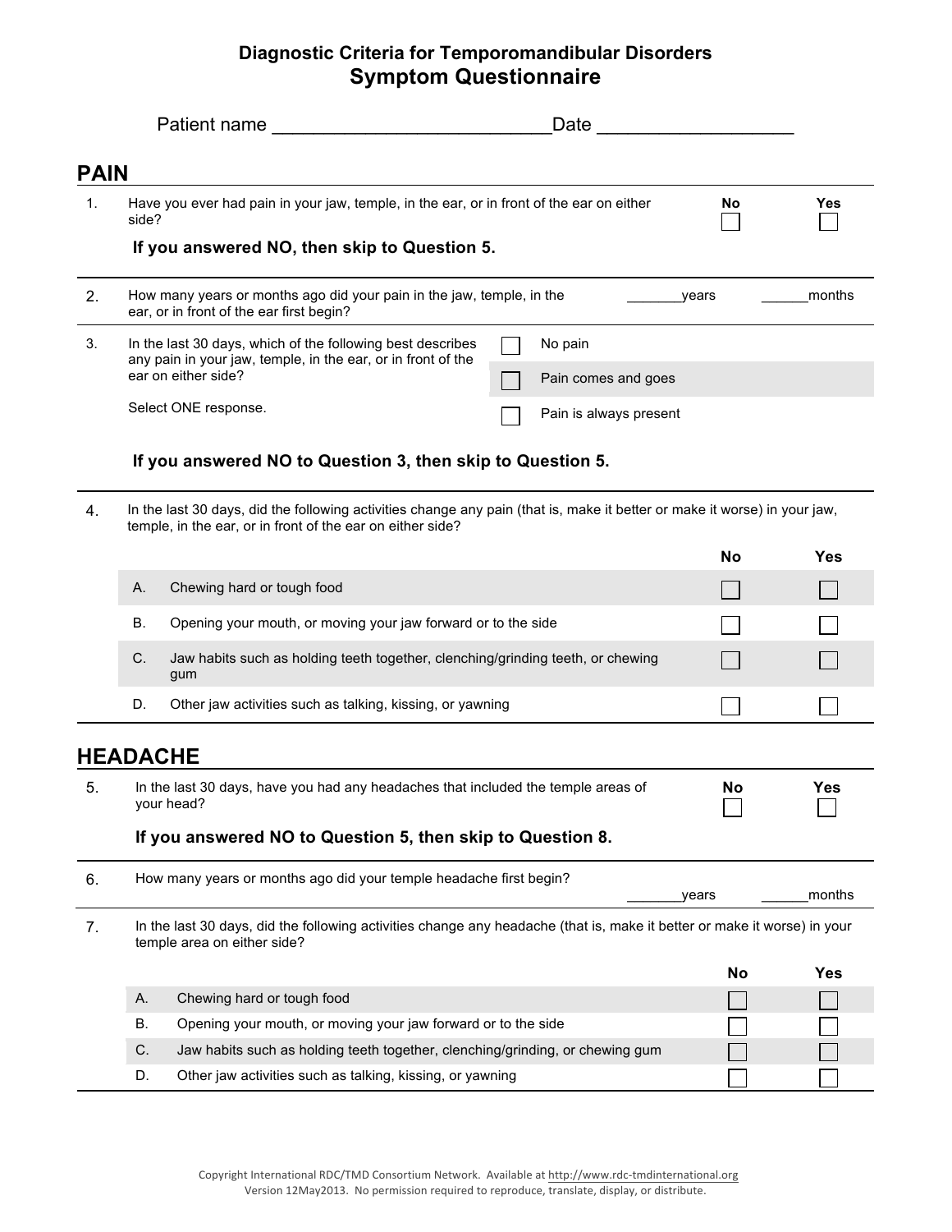# Diagnostic Criteria for Temporomandibular Disorders
## Symptom Questionnaire

Patient name ___________________________ Date ___________________

## PAIN

| | | No | Yes |
|---|---|---|---|
| 1. | Have you ever had pain in your jaw, temple, in the ear, or in front of the ear on either side? | ☐ | ☐ |

**If you answered NO, then skip to Question 5.**

2. How many years or months ago did your pain in the jaw, temple, in the ear, or in front of the ear first begin? _______years ______months

3. In the last 30 days, which of the following best describes any pain in your jaw, temple, in the ear, or in front of the ear on either side?

   Select ONE response.

   - ☐ No pain
   - ☐ Pain comes and goes
   - ☐ Pain is always present

**If you answered NO to Question 3, then skip to Question 5.**

4. In the last 30 days, did the following activities change any pain (that is, make it better or make it worse) in your jaw, temple, in the ear, or in front of the ear on either side?

| | | No | Yes |
|---|---|---|---|
| A. | Chewing hard or tough food | ☐ | ☐ |
| B. | Opening your mouth, or moving your jaw forward or to the side | ☐ | ☐ |
| C. | Jaw habits such as holding teeth together, clenching/grinding teeth, or chewing gum | ☐ | ☐ |
| D. | Other jaw activities such as talking, kissing, or yawning | ☐ | ☐ |

## HEADACHE

| | | No | Yes |
|---|---|---|---|
| 5. | In the last 30 days, have you had any headaches that included the temple areas of your head? | ☐ | ☐ |

**If you answered NO to Question 5, then skip to Question 8.**

6. How many years or months ago did your temple headache first begin? _______years ______months

7. In the last 30 days, did the following activities change any headache (that is, make it better or make it worse) in your temple area on either side?

| | | No | Yes |
|---|---|---|---|
| A. | Chewing hard or tough food | ☐ | ☐ |
| B. | Opening your mouth, or moving your jaw forward or to the side | ☐ | ☐ |
| C. | Jaw habits such as holding teeth together, clenching/grinding, or chewing gum | ☐ | ☐ |
| D. | Other jaw activities such as talking, kissing, or yawning | ☐ | ☐ |

Copyright International RDC/TMD Consortium Network. Available at http://www.rdc-tmdinternational.org
Version 12May2013. No permission required to reproduce, translate, display, or distribute.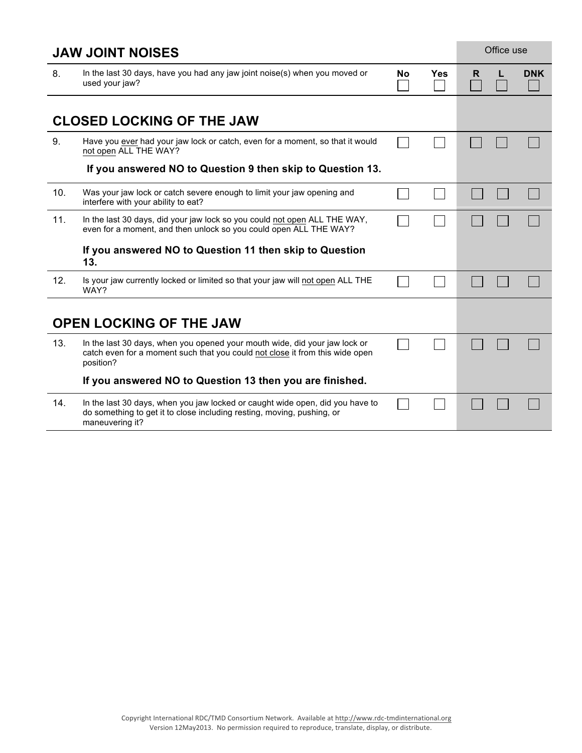| JAW JOINT NOISES | | | | Office use | | |
|---|---|---|---|---|---|---|
| 8. | In the last 30 days, have you had any jaw joint noise(s) when you moved or used your jaw? | **No** ☐ | **Yes** ☐ | **R** ☐ | **L** ☐ | **DNK** ☐ |

## CLOSED LOCKING OF THE JAW

| | | | | | | |
|---|---|---|---|---|---|---|
| 9. | Have you ever had your jaw lock or catch, even for a moment, so that it would not open ALL THE WAY? | ☐ | ☐ | ☐ | ☐ | ☐ |
| | **If you answered NO to Question 9 then skip to Question 13.** | | | | | |
| 10. | Was your jaw lock or catch severe enough to limit your jaw opening and interfere with your ability to eat? | ☐ | ☐ | ☐ | ☐ | ☐ |
| 11. | In the last 30 days, did your jaw lock so you could not open ALL THE WAY, even for a moment, and then unlock so you could open ALL THE WAY? | ☐ | ☐ | ☐ | ☐ | ☐ |
| | **If you answered NO to Question 11 then skip to Question 13.** | | | | | |
| 12. | Is your jaw currently locked or limited so that your jaw will not open ALL THE WAY? | ☐ | ☐ | ☐ | ☐ | ☐ |

## OPEN LOCKING OF THE JAW

| | | | | | | |
|---|---|---|---|---|---|---|
| 13. | In the last 30 days, when you opened your mouth wide, did your jaw lock or catch even for a moment such that you could not close it from this wide open position? | ☐ | ☐ | ☐ | ☐ | ☐ |
| | **If you answered NO to Question 13 then you are finished.** | | | | | |
| 14. | In the last 30 days, when you jaw locked or caught wide open, did you have to do something to get it to close including resting, moving, pushing, or maneuvering it? | ☐ | ☐ | ☐ | ☐ | ☐ |

Copyright International RDC/TMD Consortium Network. Available at http://www.rdc-tmdinternational.org
Version 12May2013. No permission required to reproduce, translate, display, or distribute.